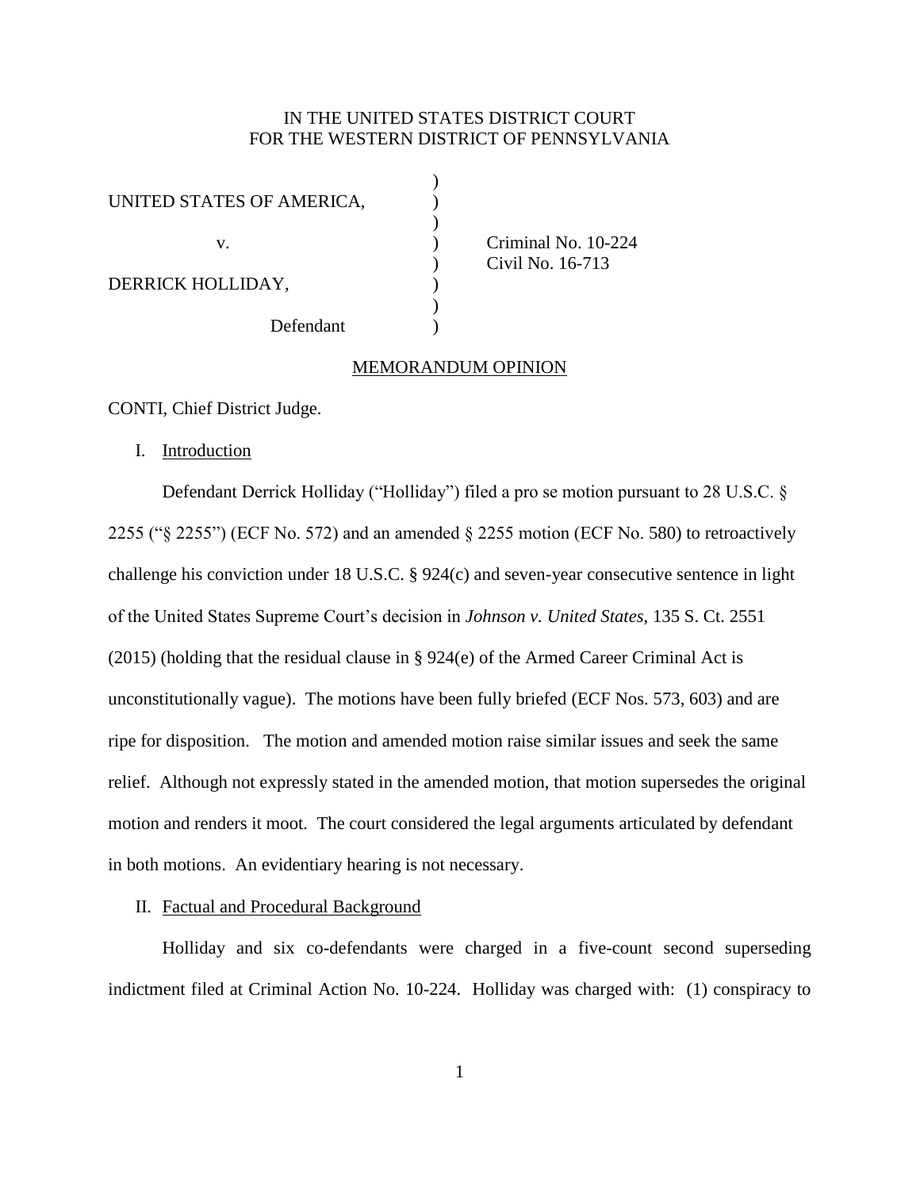IN THE UNITED STATES DISTRICT COURT
FOR THE WESTERN DISTRICT OF PENNSYLVANIA

UNITED STATES OF AMERICA,

v.

DERRICK HOLLIDAY,

Defendant

Criminal No. 10-224
Civil No. 16-713

MEMORANDUM OPINION

CONTI, Chief District Judge.

I. Introduction

Defendant Derrick Holliday ("Holliday") filed a pro se motion pursuant to 28 U.S.C. § 2255 ("§ 2255") (ECF No. 572) and an amended § 2255 motion (ECF No. 580) to retroactively challenge his conviction under 18 U.S.C. § 924(c) and seven-year consecutive sentence in light of the United States Supreme Court's decision in *Johnson v. United States*, 135 S. Ct. 2551 (2015) (holding that the residual clause in § 924(e) of the Armed Career Criminal Act is unconstitutionally vague). The motions have been fully briefed (ECF Nos. 573, 603) and are ripe for disposition. The motion and amended motion raise similar issues and seek the same relief. Although not expressly stated in the amended motion, that motion supersedes the original motion and renders it moot. The court considered the legal arguments articulated by defendant in both motions. An evidentiary hearing is not necessary.

II. Factual and Procedural Background

Holliday and six co-defendants were charged in a five-count second superseding indictment filed at Criminal Action No. 10-224. Holliday was charged with: (1) conspiracy to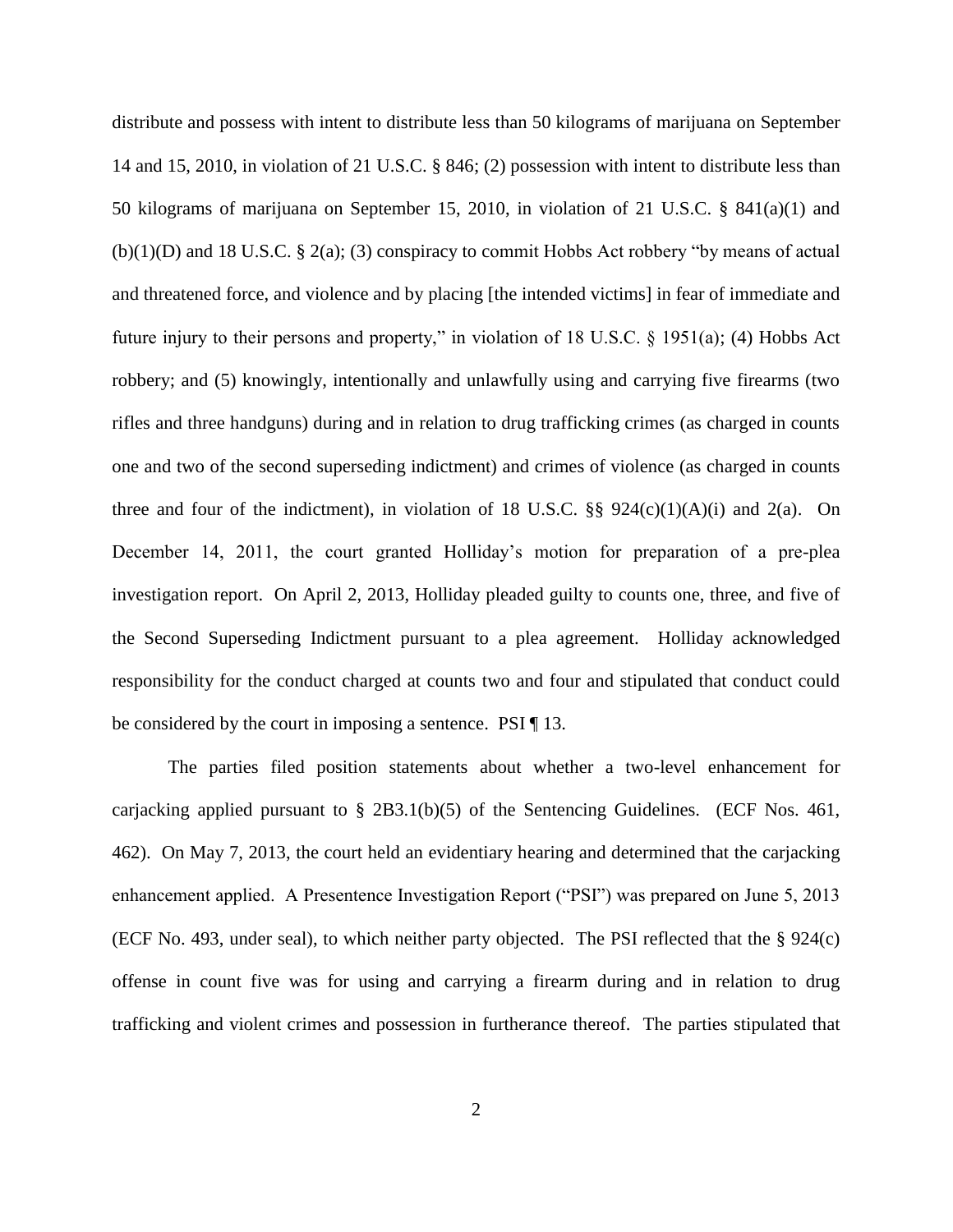distribute and possess with intent to distribute less than 50 kilograms of marijuana on September 14 and 15, 2010, in violation of 21 U.S.C. § 846; (2) possession with intent to distribute less than 50 kilograms of marijuana on September 15, 2010, in violation of 21 U.S.C. § 841(a)(1) and (b)(1)(D) and 18 U.S.C. § 2(a); (3) conspiracy to commit Hobbs Act robbery "by means of actual and threatened force, and violence and by placing [the intended victims] in fear of immediate and future injury to their persons and property," in violation of 18 U.S.C. § 1951(a); (4) Hobbs Act robbery; and (5) knowingly, intentionally and unlawfully using and carrying five firearms (two rifles and three handguns) during and in relation to drug trafficking crimes (as charged in counts one and two of the second superseding indictment) and crimes of violence (as charged in counts three and four of the indictment), in violation of 18 U.S.C. §§ 924(c)(1)(A)(i) and 2(a). On December 14, 2011, the court granted Holliday's motion for preparation of a pre-plea investigation report. On April 2, 2013, Holliday pleaded guilty to counts one, three, and five of the Second Superseding Indictment pursuant to a plea agreement. Holliday acknowledged responsibility for the conduct charged at counts two and four and stipulated that conduct could be considered by the court in imposing a sentence. PSI ¶ 13.

The parties filed position statements about whether a two-level enhancement for carjacking applied pursuant to § 2B3.1(b)(5) of the Sentencing Guidelines. (ECF Nos. 461, 462). On May 7, 2013, the court held an evidentiary hearing and determined that the carjacking enhancement applied. A Presentence Investigation Report ("PSI") was prepared on June 5, 2013 (ECF No. 493, under seal), to which neither party objected. The PSI reflected that the § 924(c) offense in count five was for using and carrying a firearm during and in relation to drug trafficking and violent crimes and possession in furtherance thereof. The parties stipulated that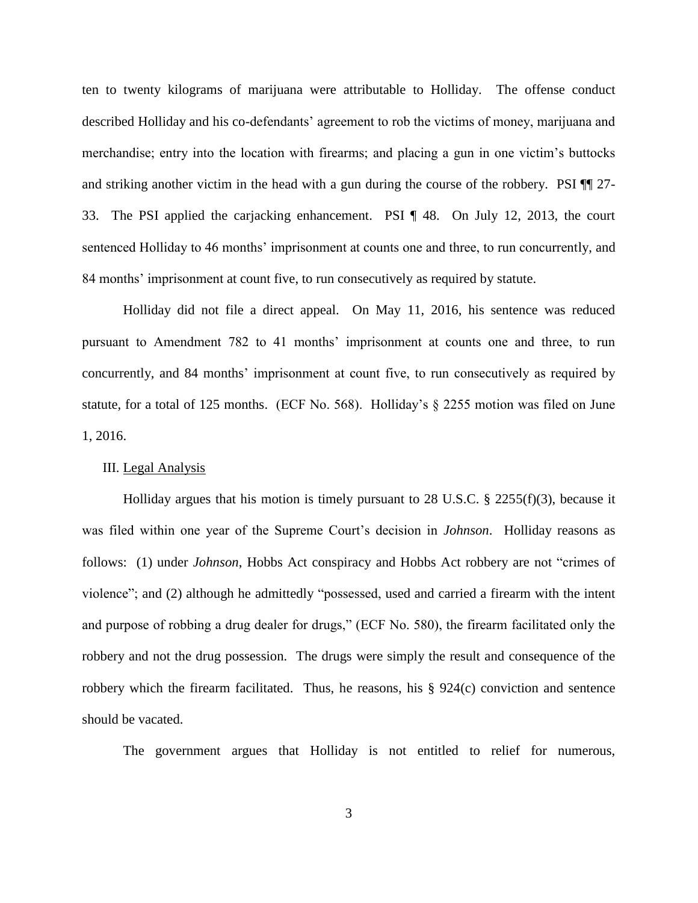ten to twenty kilograms of marijuana were attributable to Holliday. The offense conduct described Holliday and his co-defendants' agreement to rob the victims of money, marijuana and merchandise; entry into the location with firearms; and placing a gun in one victim's buttocks and striking another victim in the head with a gun during the course of the robbery. PSI ¶¶ 27-33. The PSI applied the carjacking enhancement. PSI ¶ 48. On July 12, 2013, the court sentenced Holliday to 46 months' imprisonment at counts one and three, to run concurrently, and 84 months' imprisonment at count five, to run consecutively as required by statute.

Holliday did not file a direct appeal. On May 11, 2016, his sentence was reduced pursuant to Amendment 782 to 41 months' imprisonment at counts one and three, to run concurrently, and 84 months' imprisonment at count five, to run consecutively as required by statute, for a total of 125 months. (ECF No. 568). Holliday's § 2255 motion was filed on June 1, 2016.

III. Legal Analysis

Holliday argues that his motion is timely pursuant to 28 U.S.C. § 2255(f)(3), because it was filed within one year of the Supreme Court's decision in *Johnson*. Holliday reasons as follows: (1) under *Johnson*, Hobbs Act conspiracy and Hobbs Act robbery are not "crimes of violence"; and (2) although he admittedly "possessed, used and carried a firearm with the intent and purpose of robbing a drug dealer for drugs," (ECF No. 580), the firearm facilitated only the robbery and not the drug possession. The drugs were simply the result and consequence of the robbery which the firearm facilitated. Thus, he reasons, his § 924(c) conviction and sentence should be vacated.

The government argues that Holliday is not entitled to relief for numerous,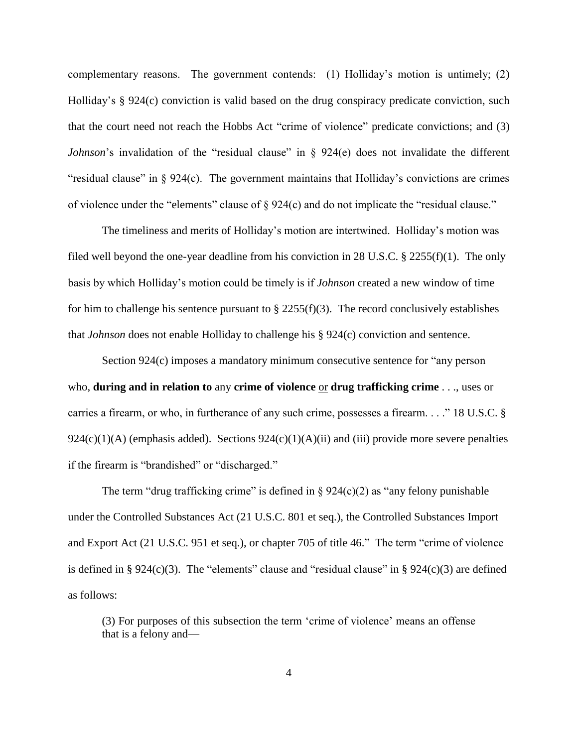complementary reasons. The government contends: (1) Holliday's motion is untimely; (2) Holliday's § 924(c) conviction is valid based on the drug conspiracy predicate conviction, such that the court need not reach the Hobbs Act "crime of violence" predicate convictions; and (3) *Johnson*'s invalidation of the "residual clause" in § 924(e) does not invalidate the different "residual clause" in § 924(c). The government maintains that Holliday's convictions are crimes of violence under the "elements" clause of § 924(c) and do not implicate the "residual clause."

The timeliness and merits of Holliday's motion are intertwined. Holliday's motion was filed well beyond the one-year deadline from his conviction in 28 U.S.C. § 2255(f)(1). The only basis by which Holliday's motion could be timely is if *Johnson* created a new window of time for him to challenge his sentence pursuant to § 2255(f)(3). The record conclusively establishes that *Johnson* does not enable Holliday to challenge his § 924(c) conviction and sentence.

Section 924(c) imposes a mandatory minimum consecutive sentence for "any person who, **during and in relation to** any **crime of violence** <u>or</u> **drug trafficking crime** . . ., uses or carries a firearm, or who, in furtherance of any such crime, possesses a firearm. . . ." 18 U.S.C. § 924(c)(1)(A) (emphasis added). Sections 924(c)(1)(A)(ii) and (iii) provide more severe penalties if the firearm is "brandished" or "discharged."

The term "drug trafficking crime" is defined in § 924(c)(2) as "any felony punishable under the Controlled Substances Act (21 U.S.C. 801 et seq.), the Controlled Substances Import and Export Act (21 U.S.C. 951 et seq.), or chapter 705 of title 46." The term "crime of violence is defined in § 924(c)(3). The "elements" clause and "residual clause" in § 924(c)(3) are defined as follows:

> (3) For purposes of this subsection the term 'crime of violence' means an offense that is a felony and—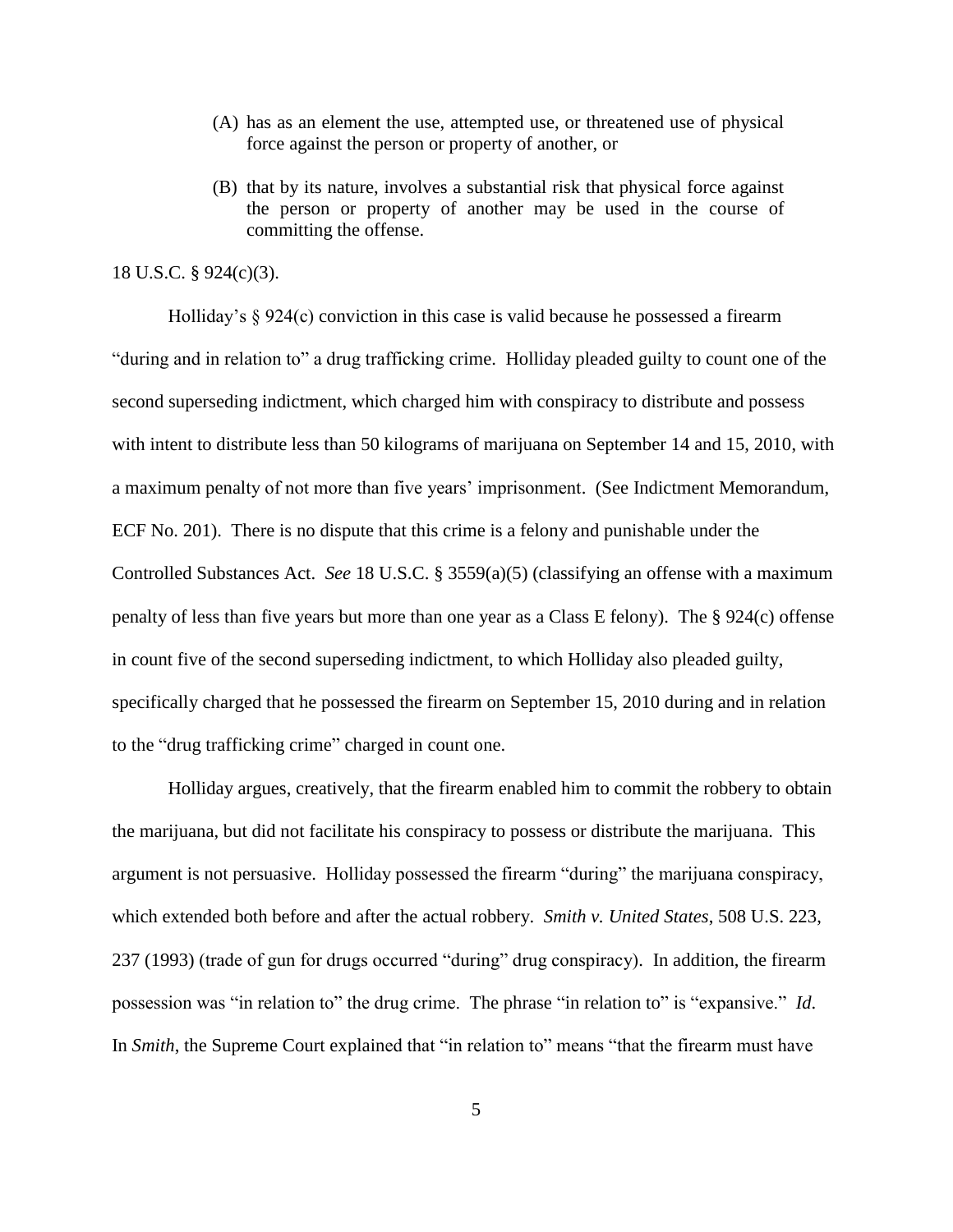(A) has as an element the use, attempted use, or threatened use of physical force against the person or property of another, or

(B) that by its nature, involves a substantial risk that physical force against the person or property of another may be used in the course of committing the offense.

18 U.S.C. § 924(c)(3).

Holliday's § 924(c) conviction in this case is valid because he possessed a firearm "during and in relation to" a drug trafficking crime. Holliday pleaded guilty to count one of the second superseding indictment, which charged him with conspiracy to distribute and possess with intent to distribute less than 50 kilograms of marijuana on September 14 and 15, 2010, with a maximum penalty of not more than five years' imprisonment. (See Indictment Memorandum, ECF No. 201). There is no dispute that this crime is a felony and punishable under the Controlled Substances Act. *See* 18 U.S.C. § 3559(a)(5) (classifying an offense with a maximum penalty of less than five years but more than one year as a Class E felony). The § 924(c) offense in count five of the second superseding indictment, to which Holliday also pleaded guilty, specifically charged that he possessed the firearm on September 15, 2010 during and in relation to the "drug trafficking crime" charged in count one.

Holliday argues, creatively, that the firearm enabled him to commit the robbery to obtain the marijuana, but did not facilitate his conspiracy to possess or distribute the marijuana. This argument is not persuasive. Holliday possessed the firearm "during" the marijuana conspiracy, which extended both before and after the actual robbery. *Smith v. United States*, 508 U.S. 223, 237 (1993) (trade of gun for drugs occurred "during" drug conspiracy). In addition, the firearm possession was "in relation to" the drug crime. The phrase "in relation to" is "expansive." *Id.* In *Smith*, the Supreme Court explained that "in relation to" means "that the firearm must have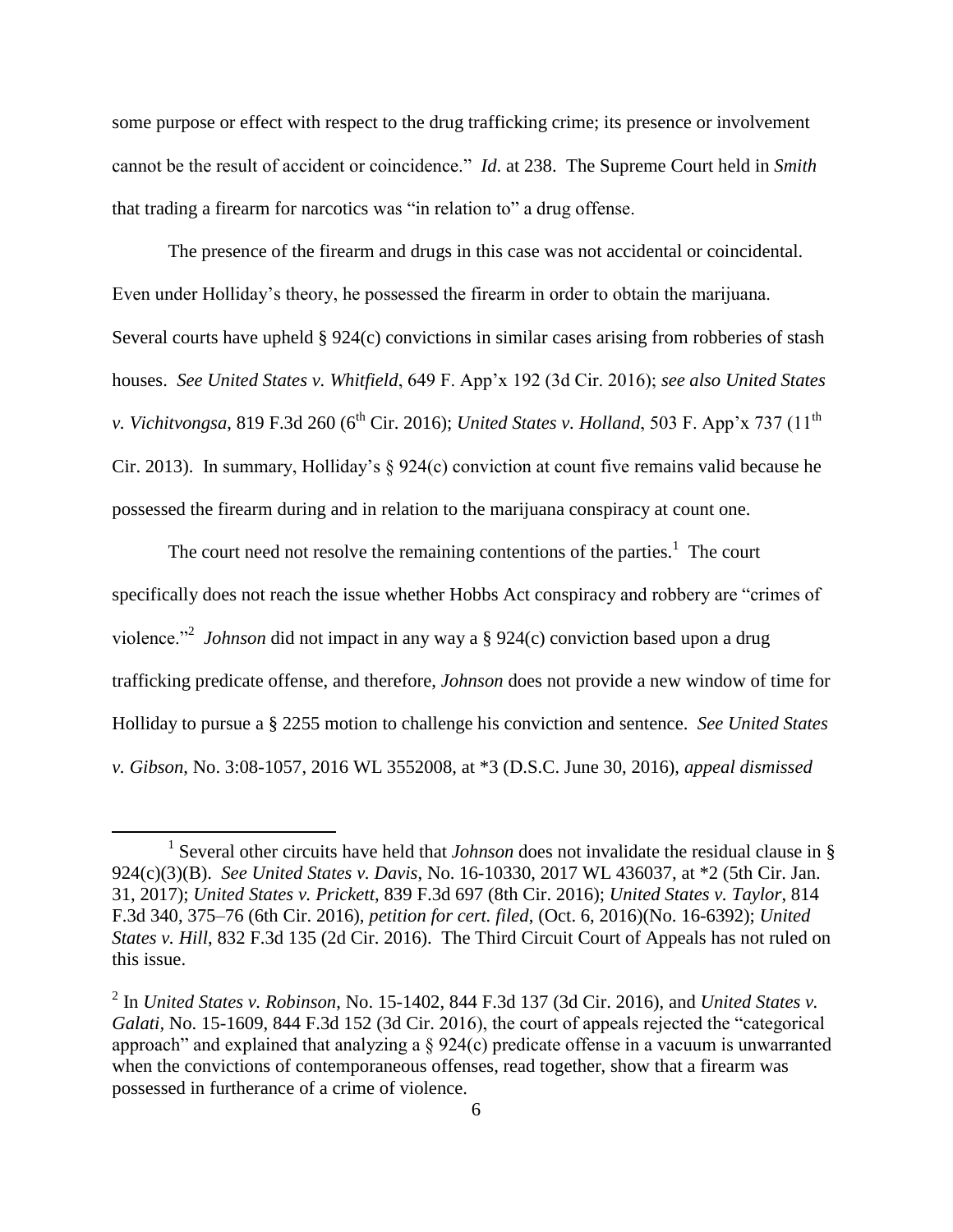some purpose or effect with respect to the drug trafficking crime; its presence or involvement cannot be the result of accident or coincidence." *Id.* at 238. The Supreme Court held in *Smith* that trading a firearm for narcotics was "in relation to" a drug offense.

The presence of the firearm and drugs in this case was not accidental or coincidental. Even under Holliday's theory, he possessed the firearm in order to obtain the marijuana. Several courts have upheld § 924(c) convictions in similar cases arising from robberies of stash houses. *See United States v. Whitfield*, 649 F. App'x 192 (3d Cir. 2016); *see also United States v. Vichitvongsa*, 819 F.3d 260 (6th Cir. 2016); *United States v. Holland*, 503 F. App'x 737 (11th Cir. 2013). In summary, Holliday's § 924(c) conviction at count five remains valid because he possessed the firearm during and in relation to the marijuana conspiracy at count one.

The court need not resolve the remaining contentions of the parties.[1] The court specifically does not reach the issue whether Hobbs Act conspiracy and robbery are "crimes of violence."[2] *Johnson* did not impact in any way a § 924(c) conviction based upon a drug trafficking predicate offense, and therefore, *Johnson* does not provide a new window of time for Holliday to pursue a § 2255 motion to challenge his conviction and sentence. *See United States v. Gibson*, No. 3:08-1057, 2016 WL 3552008, at *3 (D.S.C. June 30, 2016), *appeal dismissed*

---

[1] Several other circuits have held that *Johnson* does not invalidate the residual clause in § 924(c)(3)(B). *See United States v. Davis*, No. 16-10330, 2017 WL 436037, at *2 (5th Cir. Jan. 31, 2017); *United States v. Prickett*, 839 F.3d 697 (8th Cir. 2016); *United States v. Taylor*, 814 F.3d 340, 375–76 (6th Cir. 2016), *petition for cert. filed*, (Oct. 6, 2016)(No. 16-6392); *United States v. Hill*, 832 F.3d 135 (2d Cir. 2016). The Third Circuit Court of Appeals has not ruled on this issue.

[2] In *United States v. Robinson*, No. 15-1402, 844 F.3d 137 (3d Cir. 2016), and *United States v. Galati*, No. 15-1609, 844 F.3d 152 (3d Cir. 2016), the court of appeals rejected the "categorical approach" and explained that analyzing a § 924(c) predicate offense in a vacuum is unwarranted when the convictions of contemporaneous offenses, read together, show that a firearm was possessed in furtherance of a crime of violence.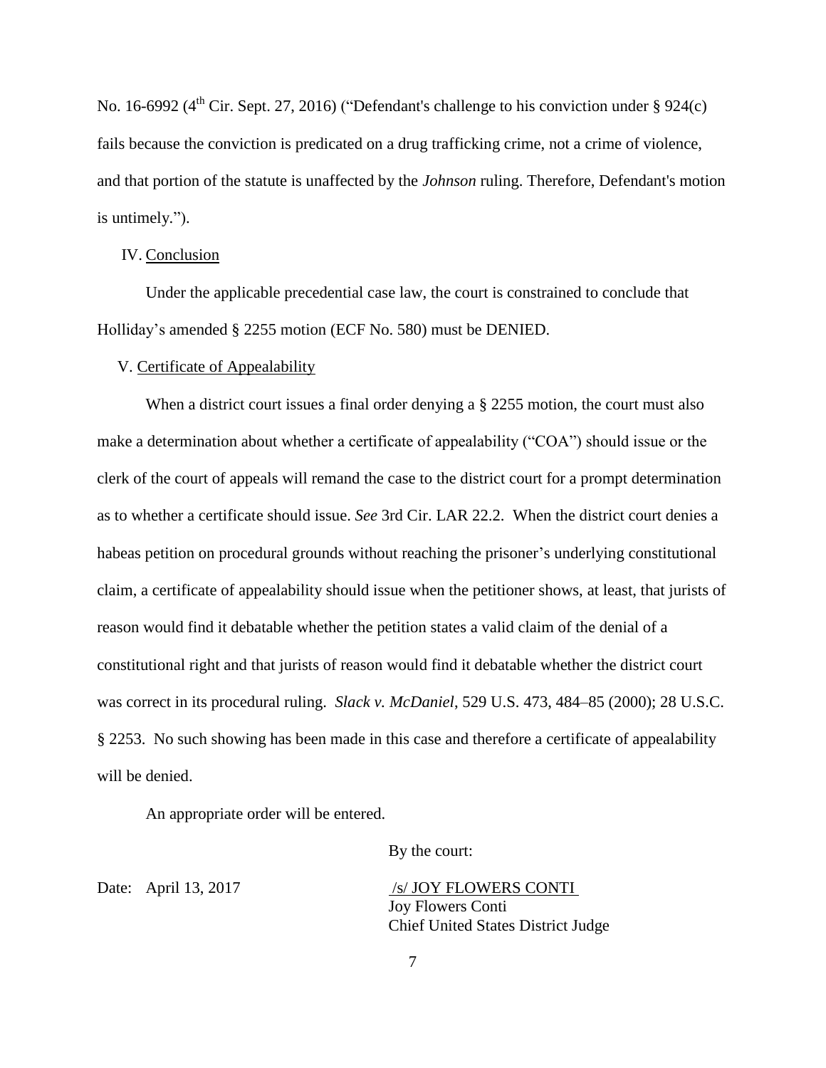No. 16-6992 (4th Cir. Sept. 27, 2016) ("Defendant's challenge to his conviction under § 924(c) fails because the conviction is predicated on a drug trafficking crime, not a crime of violence, and that portion of the statute is unaffected by the *Johnson* ruling. Therefore, Defendant's motion is untimely.").

IV. Conclusion

Under the applicable precedential case law, the court is constrained to conclude that Holliday's amended § 2255 motion (ECF No. 580) must be DENIED.

V. Certificate of Appealability

When a district court issues a final order denying a § 2255 motion, the court must also make a determination about whether a certificate of appealability ("COA") should issue or the clerk of the court of appeals will remand the case to the district court for a prompt determination as to whether a certificate should issue. *See* 3rd Cir. LAR 22.2. When the district court denies a habeas petition on procedural grounds without reaching the prisoner's underlying constitutional claim, a certificate of appealability should issue when the petitioner shows, at least, that jurists of reason would find it debatable whether the petition states a valid claim of the denial of a constitutional right and that jurists of reason would find it debatable whether the district court was correct in its procedural ruling. *Slack v. McDaniel*, 529 U.S. 473, 484–85 (2000); 28 U.S.C. § 2253. No such showing has been made in this case and therefore a certificate of appealability will be denied.

An appropriate order will be entered.

By the court:

Date: April 13, 2017

/s/ JOY FLOWERS CONTI
Joy Flowers Conti
Chief United States District Judge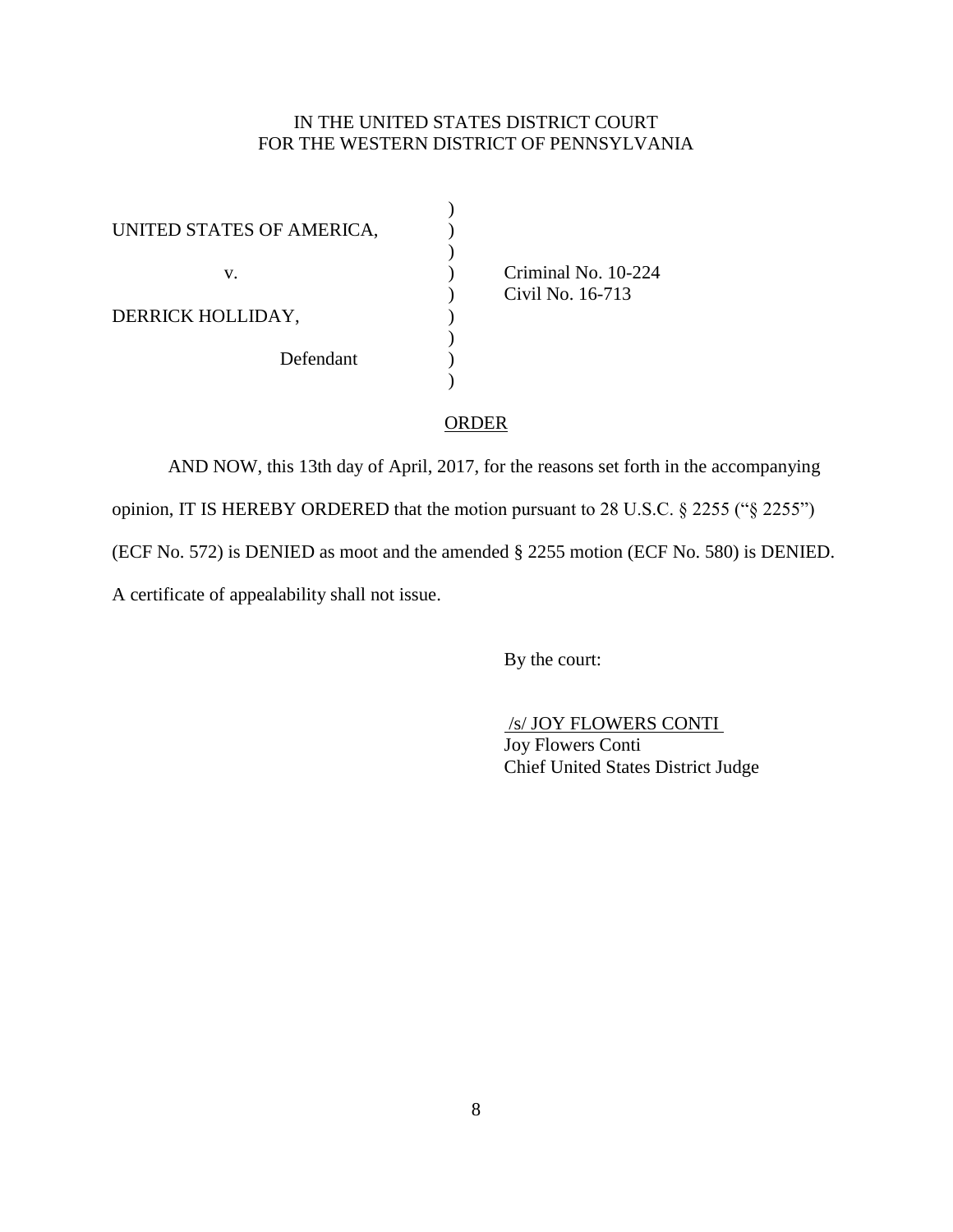IN THE UNITED STATES DISTRICT COURT
FOR THE WESTERN DISTRICT OF PENNSYLVANIA

| | | |
|---|---|---|
| UNITED STATES OF AMERICA, | ) | |
| v. | ) | Criminal No. 10-224 |
| | ) | Civil No. 16-713 |
| DERRICK HOLLIDAY, | ) | |
| Defendant | ) | |

ORDER

AND NOW, this 13th day of April, 2017, for the reasons set forth in the accompanying opinion, IT IS HEREBY ORDERED that the motion pursuant to 28 U.S.C. § 2255 ("§ 2255") (ECF No. 572) is DENIED as moot and the amended § 2255 motion (ECF No. 580) is DENIED. A certificate of appealability shall not issue.

By the court:

/s/ JOY FLOWERS CONTI
Joy Flowers Conti
Chief United States District Judge